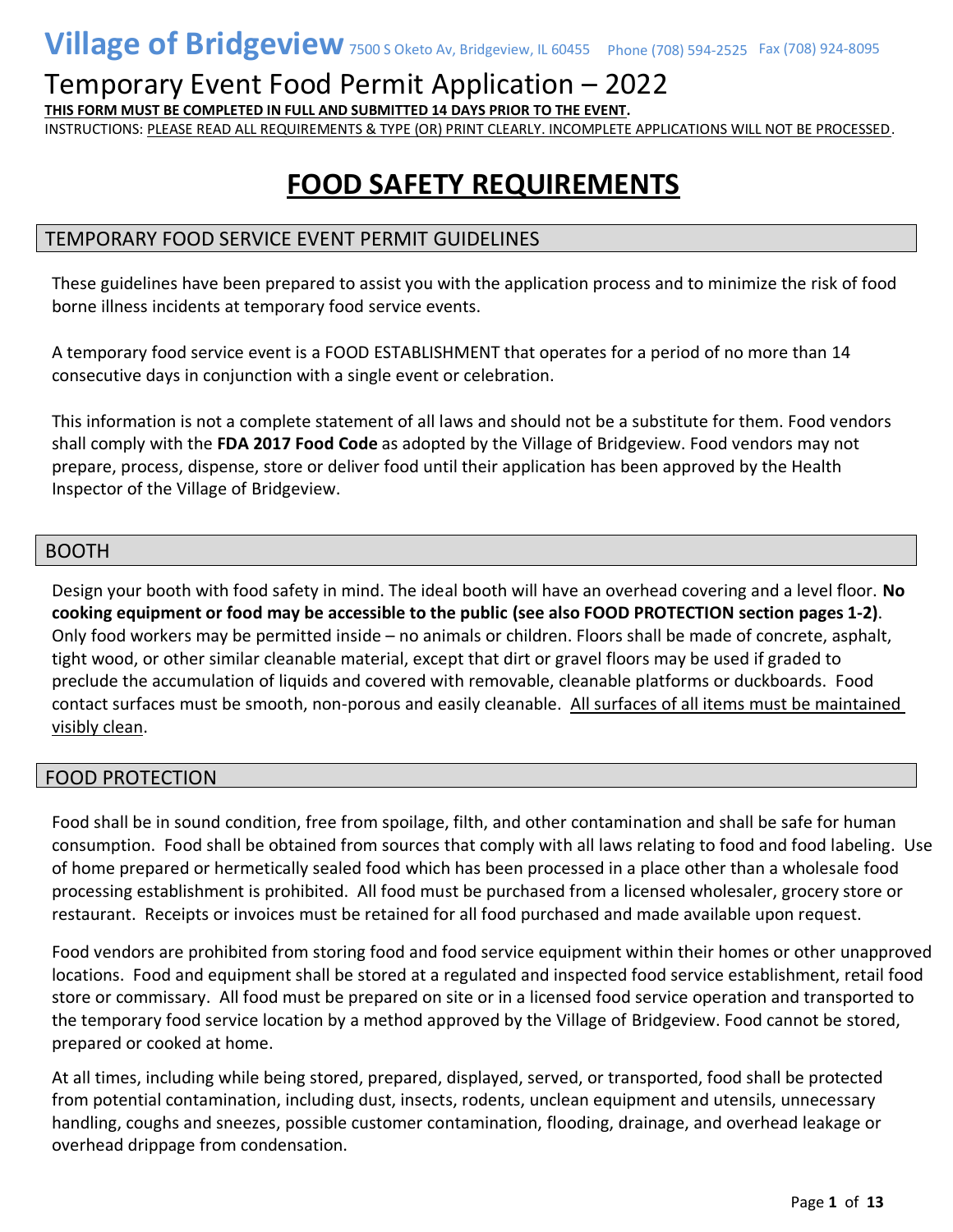# Village of Bridgeview

7500 S Oketo Av, Bridgeview, IL 60455 Phone (708) 594-2525 Fax (708) 924-8095

## Temporary Event Food Permit Application – 2022

**THIS FORM MUST BE COMPLETED IN FULL AND SUBMITTED 14 DAYS PRIOR TO THE EVENT.**

INSTRUCTIONS: PLEASE READ ALL REQUIREMENTS & TYPE (OR) PRINT CLEARLY. INCOMPLETE APPLICATIONS WILL NOT BE PROCESSED.

# FOOD SAFETY REQUIREMENTS

## TEMPORARY FOOD SERVICE EVENT PERMIT GUIDELINES

These guidelines have been prepared to assist you with the application process and to minimize the risk of food borne illness incidents at temporary food service events.

A temporary food service event is a FOOD ESTABLISHMENT that operates for a period of no more than 14 consecutive days in conjunction with a single event or celebration.

This information is not a complete statement of all laws and should not be a substitute for them. Food vendors shall comply with the **FDA 2017 Food Code** as adopted by the Village of Bridgeview. Food vendors may not prepare, process, dispense, store or deliver food until their application has been approved by the Health Inspector of the Village of Bridgeview.

## BOOTH

Design your booth with food safety in mind. The ideal booth will have an overhead covering and a level floor. **No cooking equipment or food may be accessible to the public (see also FOOD PROTECTION section pages 1-2)**. Only food workers may be permitted inside – no animals or children. Floors shall be made of concrete, asphalt, tight wood, or other similar cleanable material, except that dirt or gravel floors may be used if graded to preclude the accumulation of liquids and covered with removable, cleanable platforms or duckboards. Food contact surfaces must be smooth, non-porous and easily cleanable. All surfaces of all items must be maintained visibly clean.

## FOOD PROTECTION

Food shall be in sound condition, free from spoilage, filth, and other contamination and shall be safe for human consumption. Food shall be obtained from sources that comply with all laws relating to food and food labeling. Use of home prepared or hermetically sealed food which has been processed in a place other than a wholesale food processing establishment is prohibited. All food must be purchased from a licensed wholesaler, grocery store or restaurant. Receipts or invoices must be retained for all food purchased and made available upon request.

Food vendors are prohibited from storing food and food service equipment within their homes or other unapproved locations. Food and equipment shall be stored at a regulated and inspected food service establishment, retail food store or commissary. All food must be prepared on site or in a licensed food service operation and transported to the temporary food service location by a method approved by the Village of Bridgeview. Food cannot be stored, prepared or cooked at home.

At all times, including while being stored, prepared, displayed, served, or transported, food shall be protected from potential contamination, including dust, insects, rodents, unclean equipment and utensils, unnecessary handling, coughs and sneezes, possible customer contamination, flooding, drainage, and overhead leakage or overhead drippage from condensation.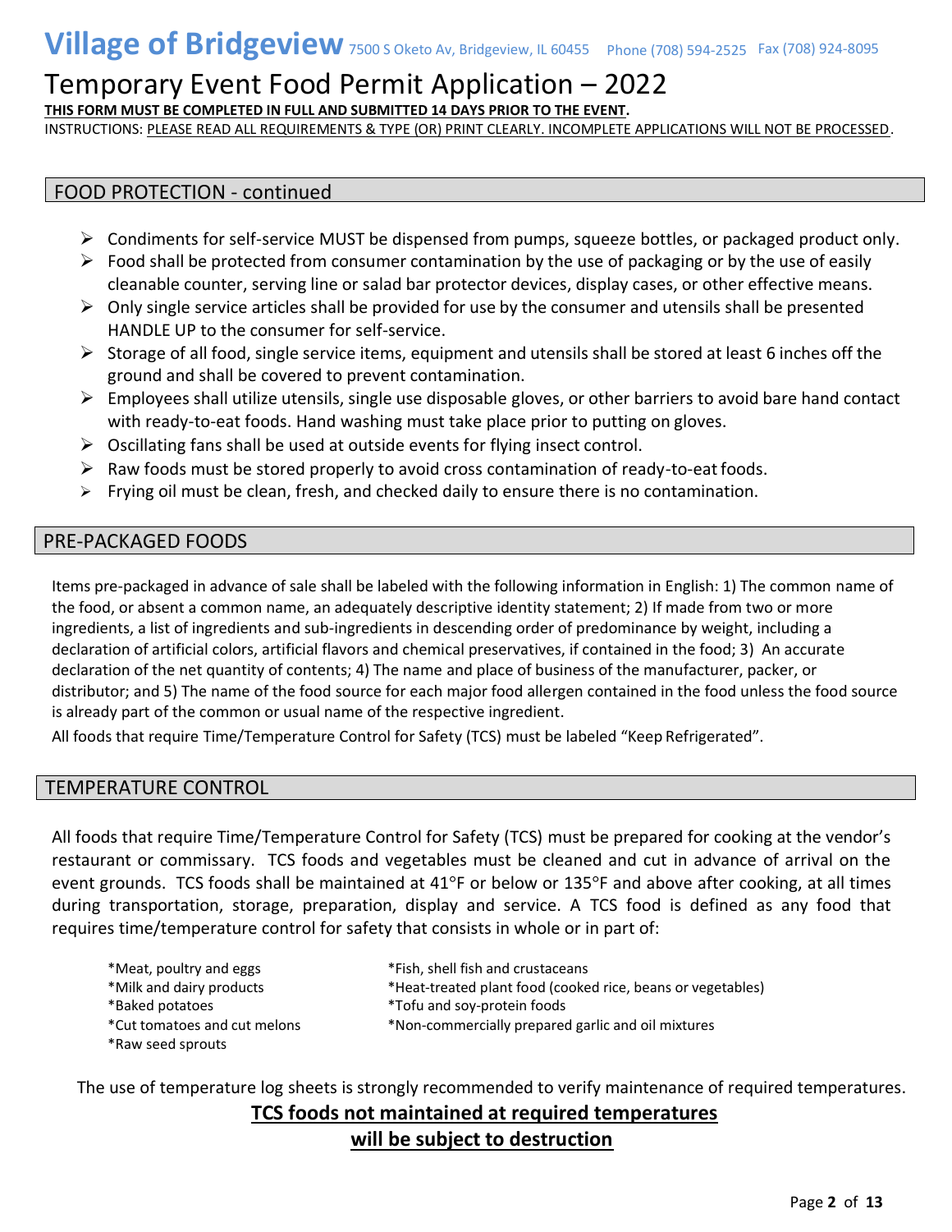# Village of Bridgeview 7500 S Oketo Av, Bridgeview, IL 60455 Phone (708) 594-2525 Fax (708) 924-8095

# Temporary Event Food Permit Application – 2022

**THIS FORM MUST BE COMPLETED IN FULL AND SUBMITTED 14 DAYS PRIOR TO THE EVENT.**

INSTRUCTIONS: PLEASE READ ALL REQUIREMENTS & TYPE (OR) PRINT CLEARLY. INCOMPLETE APPLICATIONS WILL NOT BE PROCESSED.

## FOOD PROTECTION - continued

- Condiments for self-service MUST be dispensed from pumps, squeeze bottles, or packaged product only.
- Food shall be protected from consumer contamination by the use of packaging or by the use of easily cleanable counter, serving line or salad bar protector devices, display cases, or other effective means.
- Only single service articles shall be provided for use by the consumer and utensils shall be presented HANDLE UP to the consumer for self-service.
- Storage of all food, single service items, equipment and utensils shall be stored at least 6 inches off the ground and shall be covered to prevent contamination.
- Employees shall utilize utensils, single use disposable gloves, or other barriers to avoid bare hand contact with ready-to-eat foods. Hand washing must take place prior to putting on gloves.
- Oscillating fans shall be used at outside events for flying insect control.
- Raw foods must be stored properly to avoid cross contamination of ready-to-eat foods.
- Frying oil must be clean, fresh, and checked daily to ensure there is no contamination.

## PRE-PACKAGED FOODS

Items pre-packaged in advance of sale shall be labeled with the following information in English: 1) The common name of the food, or absent a common name, an adequately descriptive identity statement; 2) If made from two or more ingredients, a list of ingredients and sub-ingredients in descending order of predominance by weight, including a declaration of artificial colors, artificial flavors and chemical preservatives, if contained in the food; 3) An accurate declaration of the net quantity of contents; 4) The name and place of business of the manufacturer, packer, or distributor; and 5) The name of the food source for each major food allergen contained in the food unless the food source is already part of the common or usual name of the respective ingredient.

All foods that require Time/Temperature Control for Safety (TCS) must be labeled "Keep Refrigerated".

## TEMPERATURE CONTROL

All foods that require Time/Temperature Control for Safety (TCS) must be prepared for cooking at the vendor's restaurant or commissary. TCS foods and vegetables must be cleaned and cut in advance of arrival on the event grounds. TCS foods shall be maintained at 41°F or below or 135°F and above after cooking, at all times during transportation, storage, preparation, display and service. A TCS food is defined as any food that requires time/temperature control for safety that consists in whole or in part of:

*Meat, poultry and eggs
*Milk and dairy products
*Baked potatoes
*Cut tomatoes and cut melons
*Raw seed sprouts
*Fish, shell fish and crustaceans
*Heat-treated plant food (cooked rice, beans or vegetables)
*Tofu and soy-protein foods
*Non-commercially prepared garlic and oil mixtures

The use of temperature log sheets is strongly recommended to verify maintenance of required temperatures.

**TCS foods not maintained at required temperatures will be subject to destruction**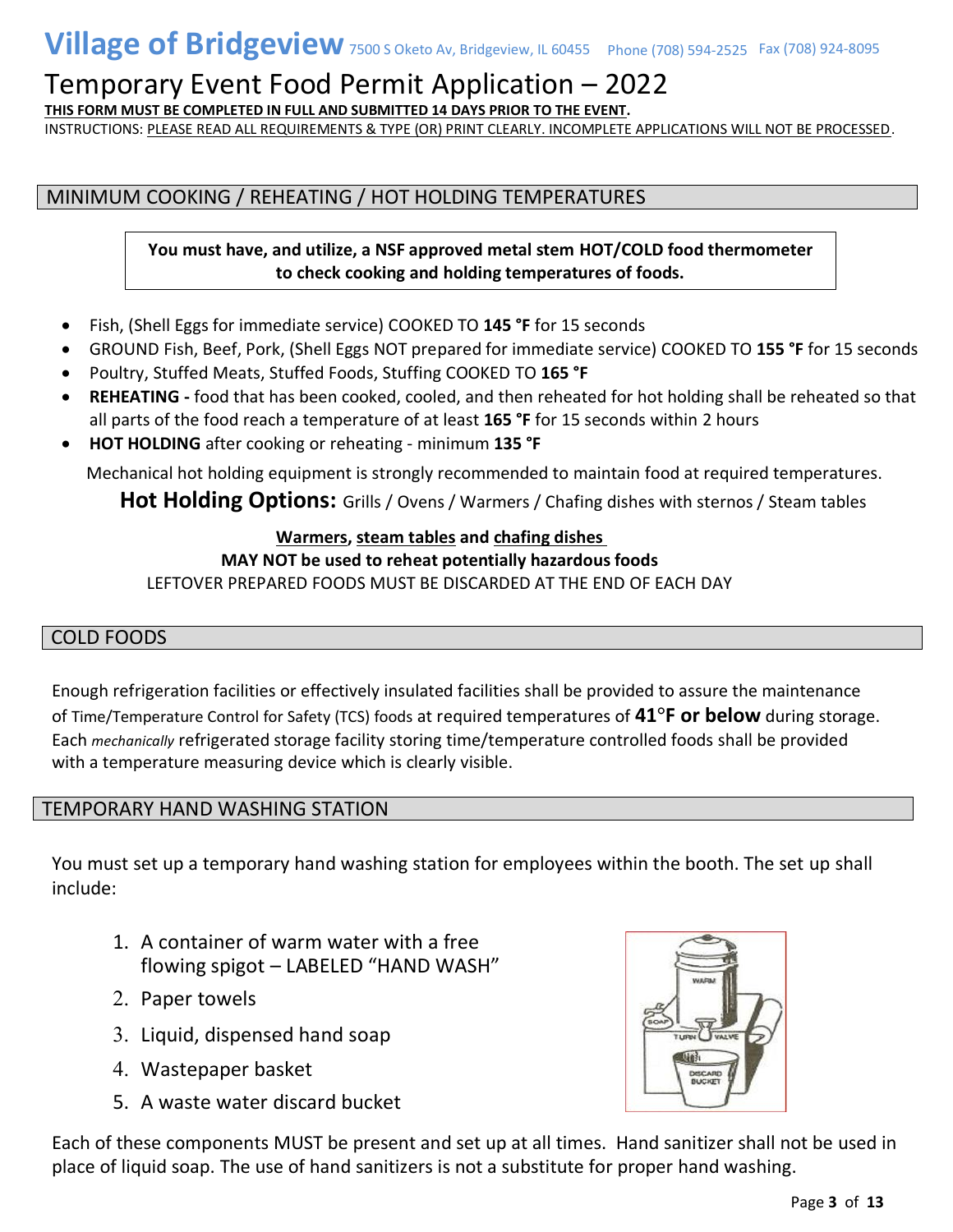# Village of Bridgeview 7500 S Oketo Av, Bridgeview, IL 60455 Phone (708) 594-2525 Fax (708) 924-8095

# Temporary Event Food Permit Application – 2022

**THIS FORM MUST BE COMPLETED IN FULL AND SUBMITTED 14 DAYS PRIOR TO THE EVENT.**

INSTRUCTIONS: PLEASE READ ALL REQUIREMENTS & TYPE (OR) PRINT CLEARLY. INCOMPLETE APPLICATIONS WILL NOT BE PROCESSED.

## MINIMUM COOKING / REHEATING / HOT HOLDING TEMPERATURES

**You must have, and utilize, a NSF approved metal stem HOT/COLD food thermometer to check cooking and holding temperatures of foods.**

- Fish, (Shell Eggs for immediate service) COOKED TO **145 °F** for 15 seconds
- GROUND Fish, Beef, Pork, (Shell Eggs NOT prepared for immediate service) COOKED TO **155 °F** for 15 seconds
- Poultry, Stuffed Meats, Stuffed Foods, Stuffing COOKED TO **165 °F**
- **REHEATING -** food that has been cooked, cooled, and then reheated for hot holding shall be reheated so that all parts of the food reach a temperature of at least **165 °F** for 15 seconds within 2 hours
- **HOT HOLDING** after cooking or reheating - minimum **135 °F**

Mechanical hot holding equipment is strongly recommended to maintain food at required temperatures.

**Hot Holding Options:** Grills / Ovens / Warmers / Chafing dishes with sternos / Steam tables

**Warmers, steam tables and chafing dishes MAY NOT be used to reheat potentially hazardous foods**

LEFTOVER PREPARED FOODS MUST BE DISCARDED AT THE END OF EACH DAY

## COLD FOODS

Enough refrigeration facilities or effectively insulated facilities shall be provided to assure the maintenance of Time/Temperature Control for Safety (TCS) foods at required temperatures of **41°F or below** during storage. Each *mechanically* refrigerated storage facility storing time/temperature controlled foods shall be provided with a temperature measuring device which is clearly visible.

## TEMPORARY HAND WASHING STATION

You must set up a temporary hand washing station for employees within the booth. The set up shall include:

1. A container of warm water with a free flowing spigot – LABELED "HAND WASH"
2. Paper towels
3. Liquid, dispensed hand soap
4. Wastepaper basket
5. A waste water discard bucket

Each of these components MUST be present and set up at all times. Hand sanitizer shall not be used in place of liquid soap. The use of hand sanitizers is not a substitute for proper hand washing.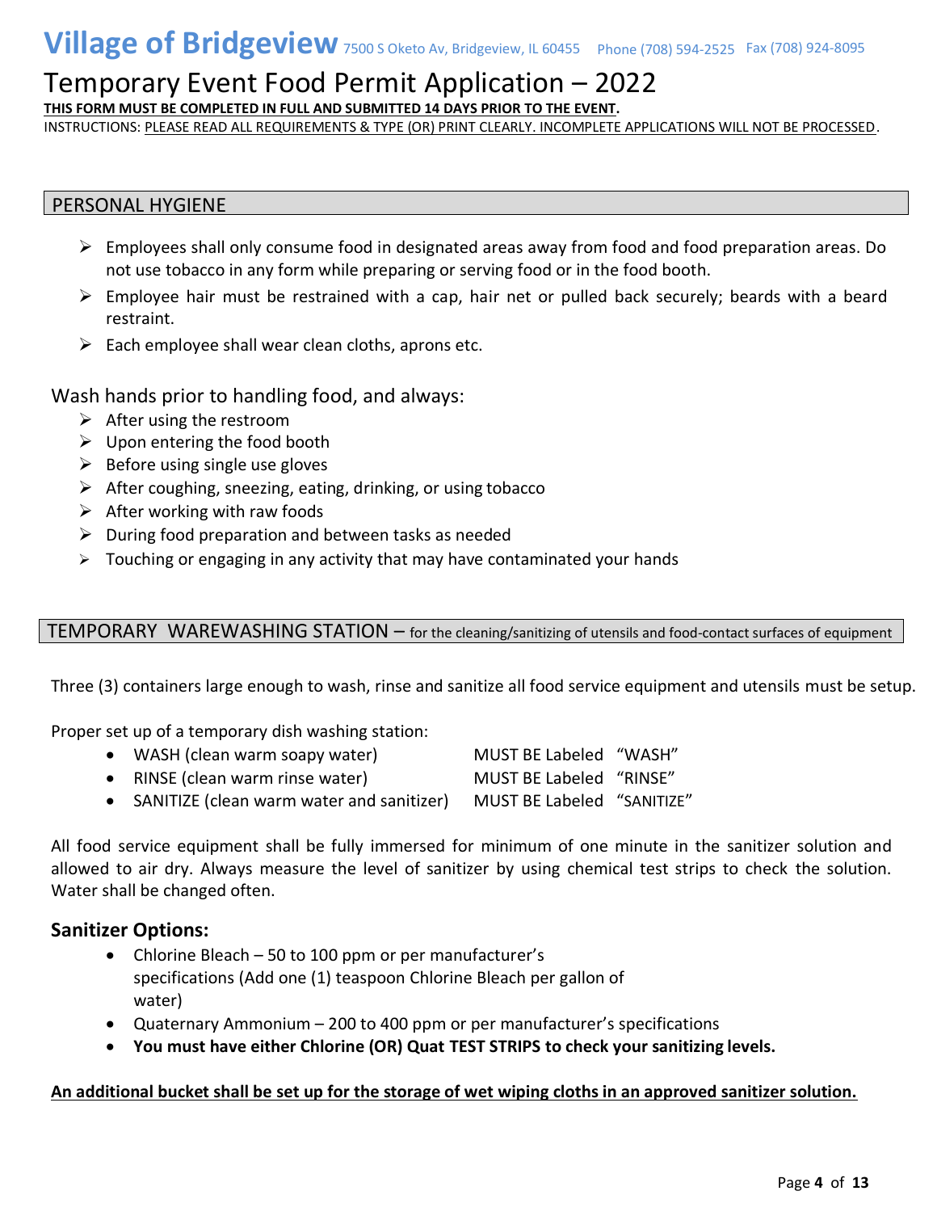# Village of Bridgeview 7500 S Oketo Av, Bridgeview, IL 60455 Phone (708) 594-2525 Fax (708) 924-8095

# Temporary Event Food Permit Application – 2022

**THIS FORM MUST BE COMPLETED IN FULL AND SUBMITTED 14 DAYS PRIOR TO THE EVENT.**

INSTRUCTIONS: PLEASE READ ALL REQUIREMENTS & TYPE (OR) PRINT CLEARLY. INCOMPLETE APPLICATIONS WILL NOT BE PROCESSED.

## PERSONAL HYGIENE

- Employees shall only consume food in designated areas away from food and food preparation areas. Do not use tobacco in any form while preparing or serving food or in the food booth.
- Employee hair must be restrained with a cap, hair net or pulled back securely; beards with a beard restraint.
- Each employee shall wear clean cloths, aprons etc.

Wash hands prior to handling food, and always:

- After using the restroom
- Upon entering the food booth
- Before using single use gloves
- After coughing, sneezing, eating, drinking, or using tobacco
- After working with raw foods
- During food preparation and between tasks as needed
- Touching or engaging in any activity that may have contaminated your hands

## TEMPORARY WAREWASHING STATION – for the cleaning/sanitizing of utensils and food-contact surfaces of equipment

Three (3) containers large enough to wash, rinse and sanitize all food service equipment and utensils must be setup.

Proper set up of a temporary dish washing station:

- WASH (clean warm soapy water) MUST BE Labeled "WASH"
- RINSE (clean warm rinse water) MUST BE Labeled "RINSE"
- SANITIZE (clean warm water and sanitizer) MUST BE Labeled "SANITIZE"

All food service equipment shall be fully immersed for minimum of one minute in the sanitizer solution and allowed to air dry. Always measure the level of sanitizer by using chemical test strips to check the solution. Water shall be changed often.

### Sanitizer Options:

- Chlorine Bleach – 50 to 100 ppm or per manufacturer's specifications (Add one (1) teaspoon Chlorine Bleach per gallon of water)
- Quaternary Ammonium – 200 to 400 ppm or per manufacturer's specifications
- **You must have either Chlorine (OR) Quat TEST STRIPS to check your sanitizing levels.**

**An additional bucket shall be set up for the storage of wet wiping cloths in an approved sanitizer solution.**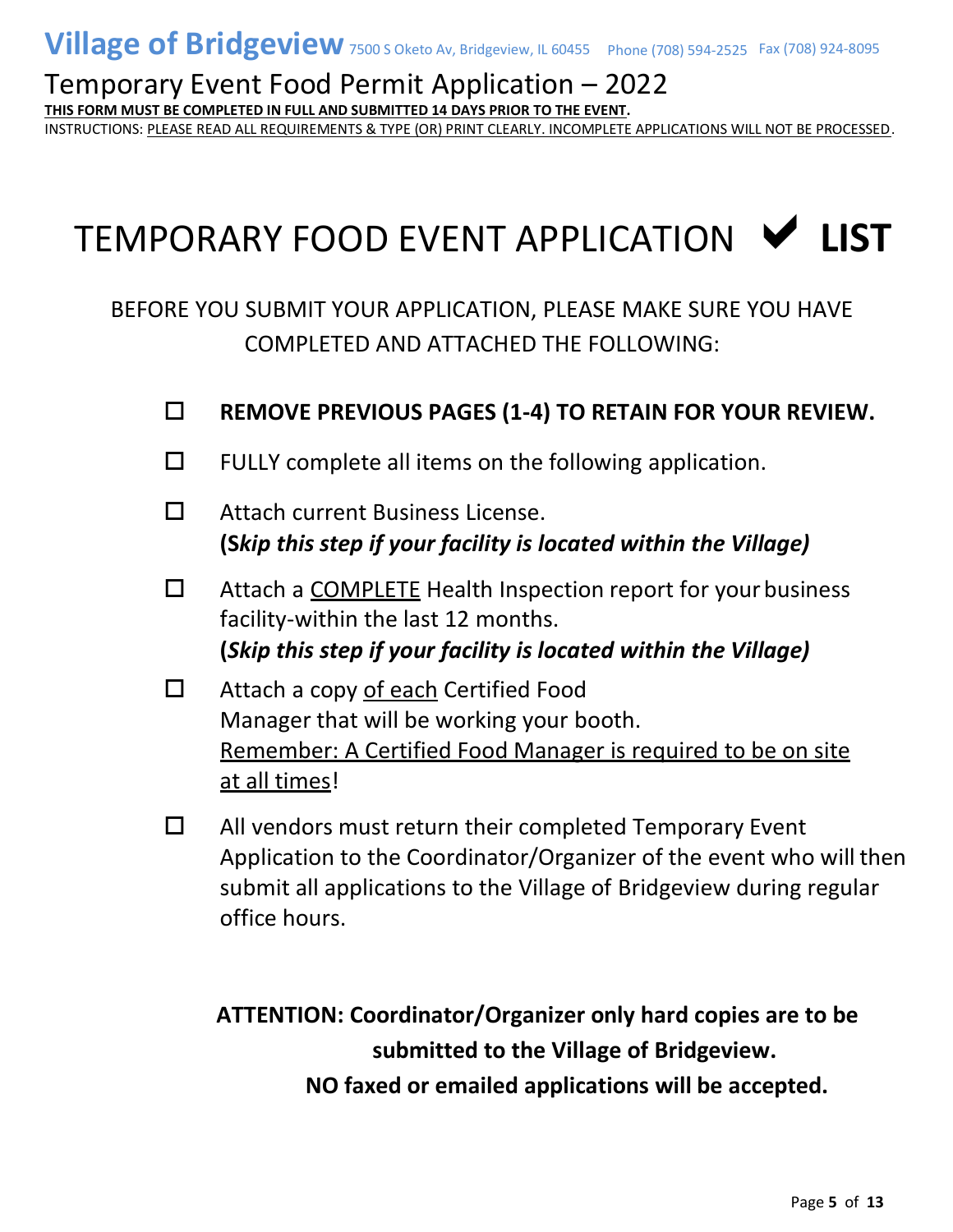# Village of Bridgeview 7500 S Oketo Av, Bridgeview, IL 60455 Phone (708) 594-2525 Fax (708) 924-8095

## Temporary Event Food Permit Application – 2022

**THIS FORM MUST BE COMPLETED IN FULL AND SUBMITTED 14 DAYS PRIOR TO THE EVENT.**

INSTRUCTIONS: PLEASE READ ALL REQUIREMENTS & TYPE (OR) PRINT CLEARLY. INCOMPLETE APPLICATIONS WILL NOT BE PROCESSED.

# TEMPORARY FOOD EVENT APPLICATION ✔ LIST

BEFORE YOU SUBMIT YOUR APPLICATION, PLEASE MAKE SURE YOU HAVE COMPLETED AND ATTACHED THE FOLLOWING:

- ☐ **REMOVE PREVIOUS PAGES (1-4) TO RETAIN FOR YOUR REVIEW.**
- ☐ FULLY complete all items on the following application.
- ☐ Attach current Business License. ***(Skip this step if your facility is located within the Village)***
- ☐ Attach a COMPLETE Health Inspection report for your business facility-within the last 12 months. ***(Skip this step if your facility is located within the Village)***
- ☐ Attach a copy of each Certified Food Manager that will be working your booth. Remember: A Certified Food Manager is required to be on site at all times!
- ☐ All vendors must return their completed Temporary Event Application to the Coordinator/Organizer of the event who will then submit all applications to the Village of Bridgeview during regular office hours.

**ATTENTION: Coordinator/Organizer only hard copies are to be submitted to the Village of Bridgeview.**
**NO faxed or emailed applications will be accepted.**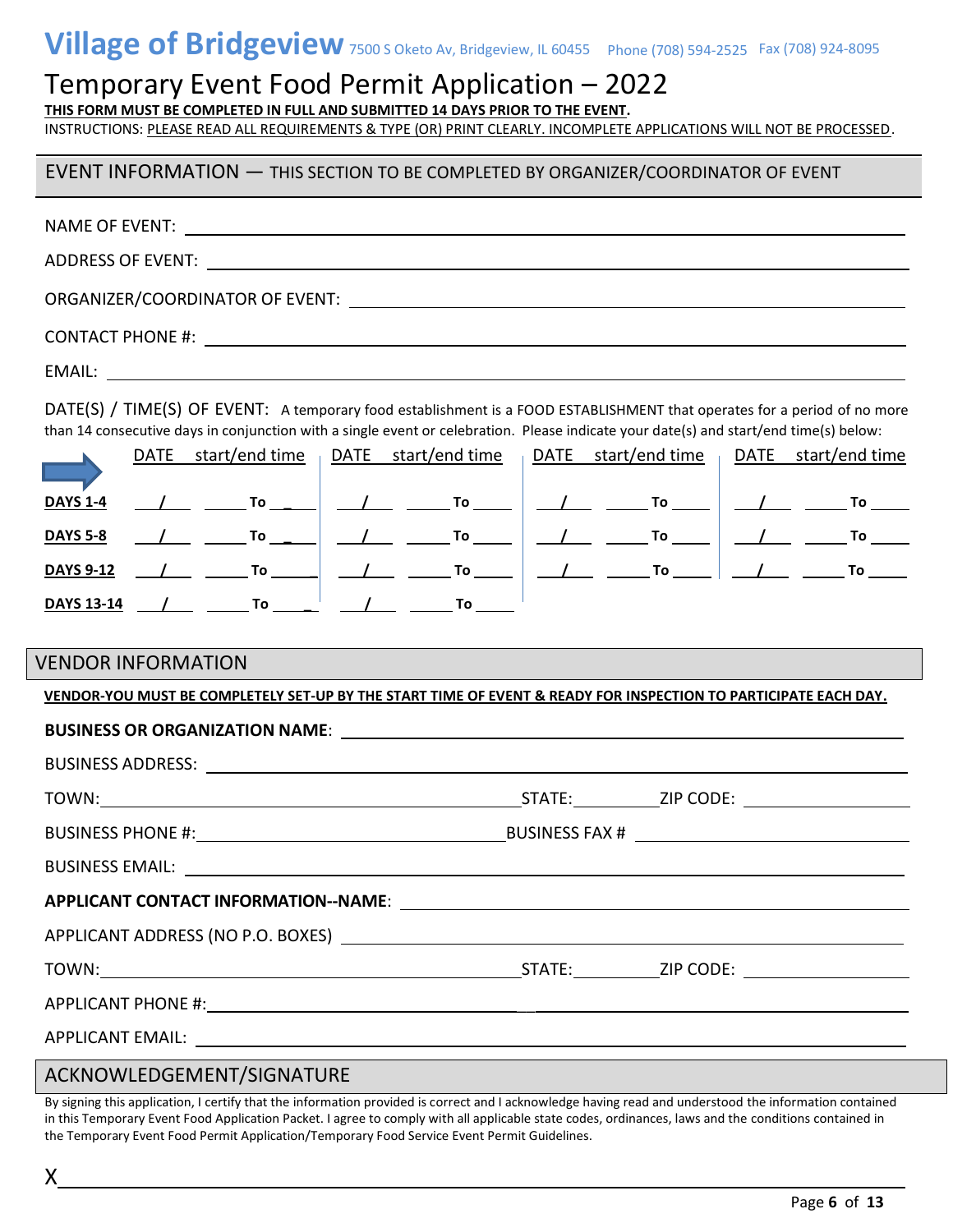# Village of Bridgeview 7500 S Oketo Av, Bridgeview, IL 60455 Phone (708) 594-2525 Fax (708) 924-8095

## Temporary Event Food Permit Application – 2022

**THIS FORM MUST BE COMPLETED IN FULL AND SUBMITTED 14 DAYS PRIOR TO THE EVENT.**

INSTRUCTIONS: PLEASE READ ALL REQUIREMENTS & TYPE (OR) PRINT CLEARLY. INCOMPLETE APPLICATIONS WILL NOT BE PROCESSED.

## EVENT INFORMATION — THIS SECTION TO BE COMPLETED BY ORGANIZER/COORDINATOR OF EVENT

NAME OF EVENT: ______________________________

ADDRESS OF EVENT: ______________________________

ORGANIZER/COORDINATOR OF EVENT: ______________________________

CONTACT PHONE #: ______________________________

EMAIL: ______________________________

DATE(S) / TIME(S) OF EVENT: A temporary food establishment is a FOOD ESTABLISHMENT that operates for a period of no more than 14 consecutive days in conjunction with a single event or celebration. Please indicate your date(s) and start/end time(s) below:

| | DATE | start/end time | DATE | start/end time | DATE | start/end time | DATE | start/end time |
|---|---|---|---|---|---|---|---|---|
| **DAYS 1-4** | ___/___ | ___ To ___ | ___/___ | ___ To ___ | ___/___ | ___ To ___ | ___/___ | ___ To ___ |
| **DAYS 5-8** | ___/___ | ___ To ___ | ___/___ | ___ To ___ | ___/___ | ___ To ___ | ___/___ | ___ To ___ |
| **DAYS 9-12** | ___/___ | ___ To ___ | ___/___ | ___ To ___ | ___/___ | ___ To ___ | ___/___ | ___ To ___ |
| **DAYS 13-14** | ___/___ | ___ To ___ | ___/___ | ___ To ___ | | | | |

## VENDOR INFORMATION

**VENDOR-YOU MUST BE COMPLETELY SET-UP BY THE START TIME OF EVENT & READY FOR INSPECTION TO PARTICIPATE EACH DAY.**

**BUSINESS OR ORGANIZATION NAME**: ______________________________

BUSINESS ADDRESS: ______________________________

TOWN: ______________ STATE: ________ ZIP CODE: ________

BUSINESS PHONE #: ______________ BUSINESS FAX # ______________

BUSINESS EMAIL: ______________________________

**APPLICANT CONTACT INFORMATION--NAME**: ______________________________

APPLICANT ADDRESS (NO P.O. BOXES) ______________________________

TOWN: ______________ STATE: ________ ZIP CODE: ________

APPLICANT PHONE #: ______________________________

APPLICANT EMAIL: ______________________________

## ACKNOWLEDGEMENT/SIGNATURE

By signing this application, I certify that the information provided is correct and I acknowledge having read and understood the information contained in this Temporary Event Food Application Packet. I agree to comply with all applicable state codes, ordinances, laws and the conditions contained in the Temporary Event Food Permit Application/Temporary Food Service Event Permit Guidelines.

X______________________________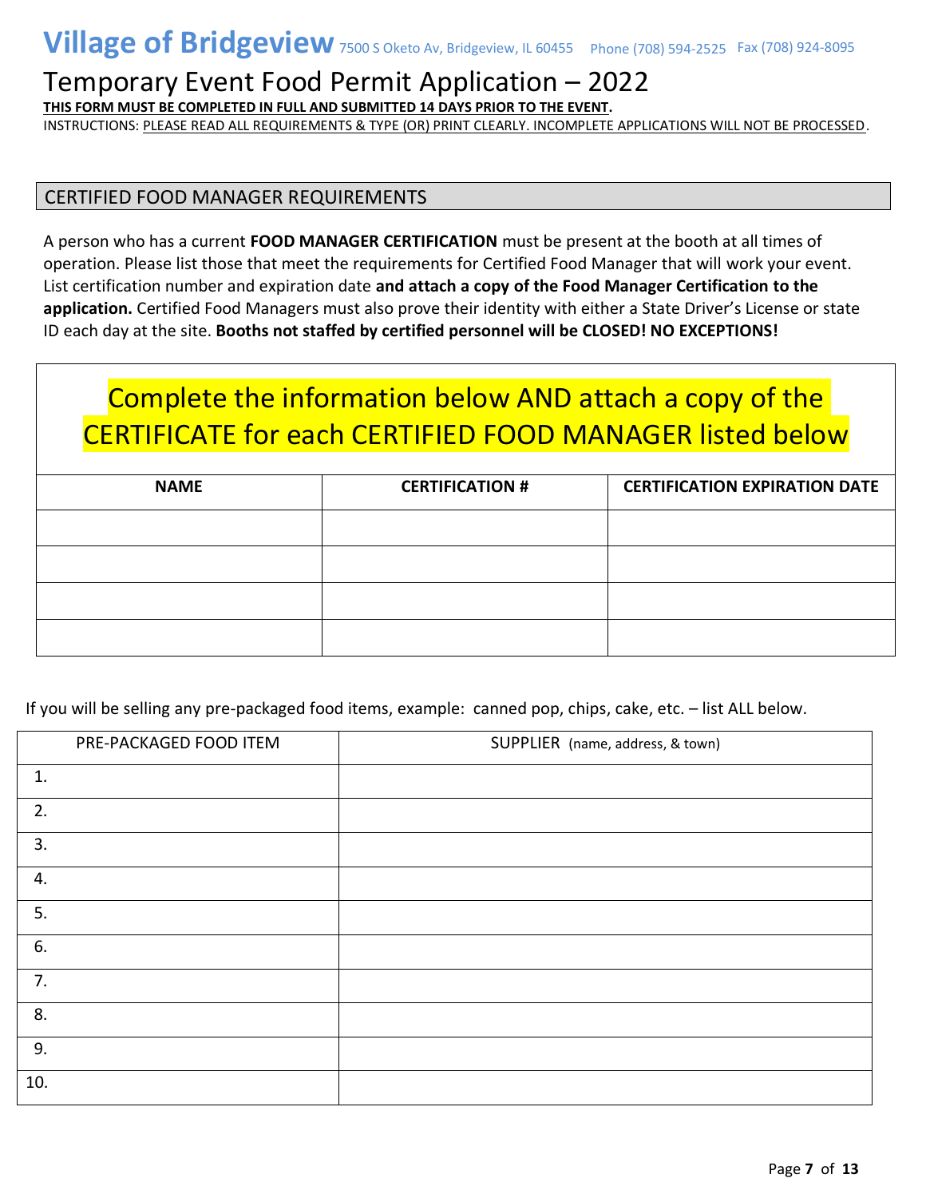# Village of Bridgeview

7500 S Oketo Av, Bridgeview, IL 60455 Phone (708) 594-2525 Fax (708) 924-8095

## Temporary Event Food Permit Application – 2022

**THIS FORM MUST BE COMPLETED IN FULL AND SUBMITTED 14 DAYS PRIOR TO THE EVENT.**

INSTRUCTIONS: PLEASE READ ALL REQUIREMENTS & TYPE (OR) PRINT CLEARLY. INCOMPLETE APPLICATIONS WILL NOT BE PROCESSED.

### CERTIFIED FOOD MANAGER REQUIREMENTS

A person who has a current **FOOD MANAGER CERTIFICATION** must be present at the booth at all times of operation. Please list those that meet the requirements for Certified Food Manager that will work your event. List certification number and expiration date **and attach a copy of the Food Manager Certification to the application.** Certified Food Managers must also prove their identity with either a State Driver's License or state ID each day at the site. **Booths not staffed by certified personnel will be CLOSED! NO EXCEPTIONS!**

Complete the information below AND attach a copy of the CERTIFICATE for each CERTIFIED FOOD MANAGER listed below

| NAME | CERTIFICATION # | CERTIFICATION EXPIRATION DATE |
|---|---|---|
| | | |
| | | |
| | | |
| | | |

If you will be selling any pre-packaged food items, example: canned pop, chips, cake, etc. – list ALL below.

| PRE-PACKAGED FOOD ITEM | SUPPLIER (name, address, & town) |
|---|---|
| 1. | |
| 2. | |
| 3. | |
| 4. | |
| 5. | |
| 6. | |
| 7. | |
| 8. | |
| 9. | |
| 10. | |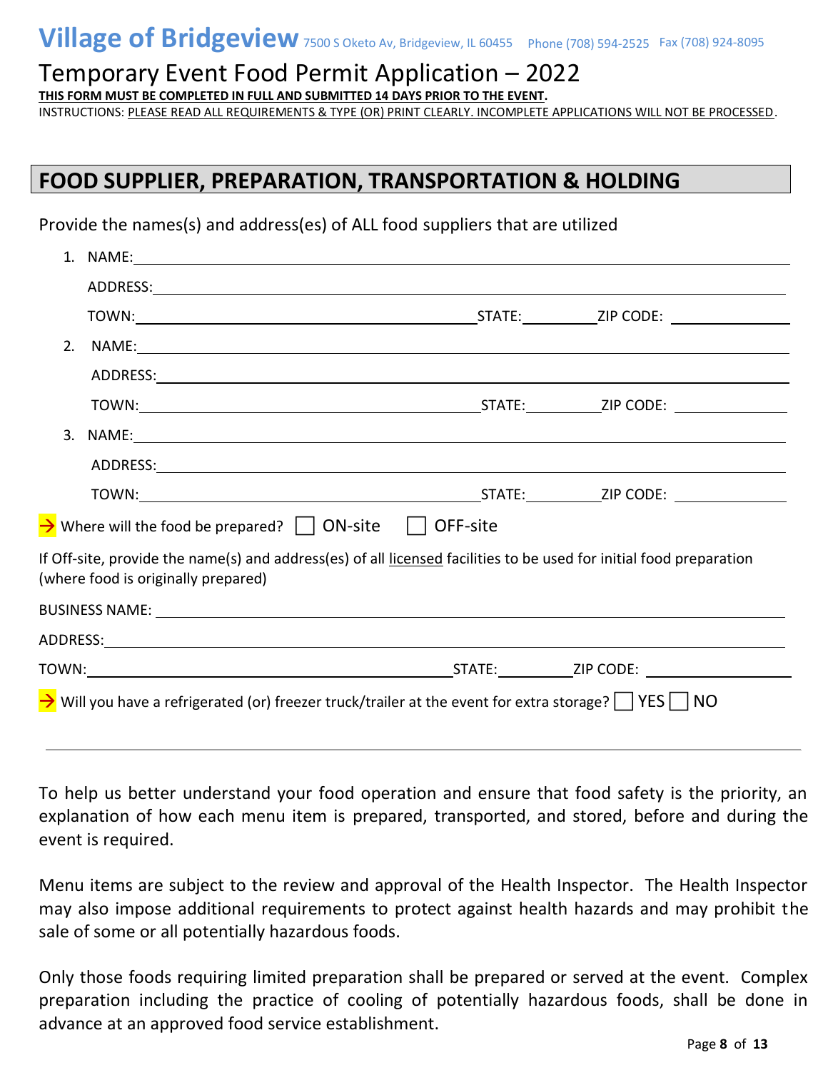# Village of Bridgeview 7500 S Oketo Av, Bridgeview, IL 60455 Phone (708) 594-2525 Fax (708) 924-8095

## Temporary Event Food Permit Application – 2022

**THIS FORM MUST BE COMPLETED IN FULL AND SUBMITTED 14 DAYS PRIOR TO THE EVENT.**

INSTRUCTIONS: PLEASE READ ALL REQUIREMENTS & TYPE (OR) PRINT CLEARLY. INCOMPLETE APPLICATIONS WILL NOT BE PROCESSED.

## FOOD SUPPLIER, PREPARATION, TRANSPORTATION & HOLDING

Provide the names(s) and address(es) of ALL food suppliers that are utilized

1. NAME: ______________________________
   ADDRESS: ______________________________
   TOWN: ____________________ STATE: ________ ZIP CODE: ____________
2. NAME: ______________________________
   ADDRESS: ______________________________
   TOWN: ____________________ STATE: ________ ZIP CODE: ____________
3. NAME: ______________________________
   ADDRESS: ______________________________
   TOWN: ____________________ STATE: ________ ZIP CODE: ____________

→ Where will the food be prepared? ☐ ON-site ☐ OFF-site

If Off-site, provide the name(s) and address(es) of all licensed facilities to be used for initial food preparation (where food is originally prepared)

BUSINESS NAME: ______________________________

ADDRESS: ______________________________

TOWN: ____________________ STATE: ________ ZIP CODE: ____________

→ Will you have a refrigerated (or) freezer truck/trailer at the event for extra storage? ☐ YES ☐ NO

---

To help us better understand your food operation and ensure that food safety is the priority, an explanation of how each menu item is prepared, transported, and stored, before and during the event is required.

Menu items are subject to the review and approval of the Health Inspector. The Health Inspector may also impose additional requirements to protect against health hazards and may prohibit the sale of some or all potentially hazardous foods.

Only those foods requiring limited preparation shall be prepared or served at the event. Complex preparation including the practice of cooling of potentially hazardous foods, shall be done in advance at an approved food service establishment.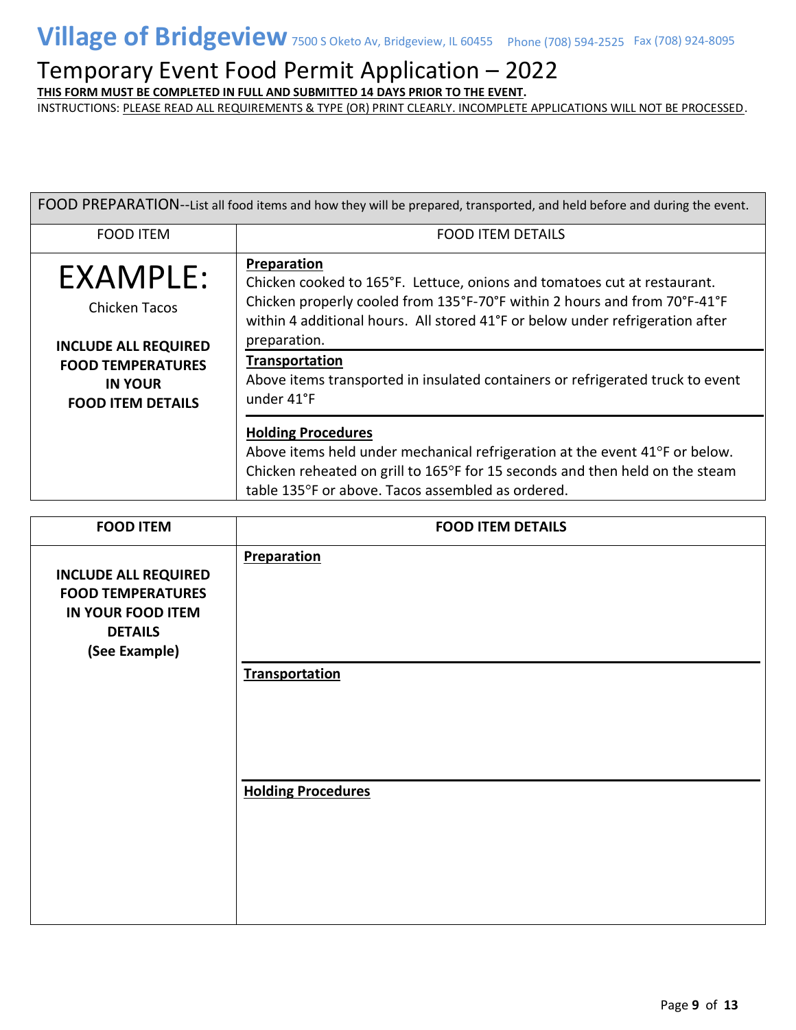# Village of Bridgeview 7500 S Oketo Av, Bridgeview, IL 60455 Phone (708) 594-2525 Fax (708) 924-8095

## Temporary Event Food Permit Application – 2022

**THIS FORM MUST BE COMPLETED IN FULL AND SUBMITTED 14 DAYS PRIOR TO THE EVENT.**

INSTRUCTIONS: PLEASE READ ALL REQUIREMENTS & TYPE (OR) PRINT CLEARLY. INCOMPLETE APPLICATIONS WILL NOT BE PROCESSED.

FOOD PREPARATION--List all food items and how they will be prepared, transported, and held before and during the event.

| FOOD ITEM | FOOD ITEM DETAILS |
|---|---|
| EXAMPLE: Chicken Tacos **INCLUDE ALL REQUIRED FOOD TEMPERATURES IN YOUR FOOD ITEM DETAILS** | **Preparation** Chicken cooked to 165°F. Lettuce, onions and tomatoes cut at restaurant. Chicken properly cooled from 135°F-70°F within 2 hours and from 70°F-41°F within 4 additional hours. All stored 41°F or below under refrigeration after preparation. |
| | **Transportation** Above items transported in insulated containers or refrigerated truck to event under 41°F |
| | **Holding Procedures** Above items held under mechanical refrigeration at the event 41°F or below. Chicken reheated on grill to 165°F for 15 seconds and then held on the steam table 135°F or above. Tacos assembled as ordered. |

| FOOD ITEM | FOOD ITEM DETAILS |
|---|---|
| **INCLUDE ALL REQUIRED FOOD TEMPERATURES IN YOUR FOOD ITEM DETAILS (See Example)** | **Preparation** |
| | **Transportation** |
| | **Holding Procedures** |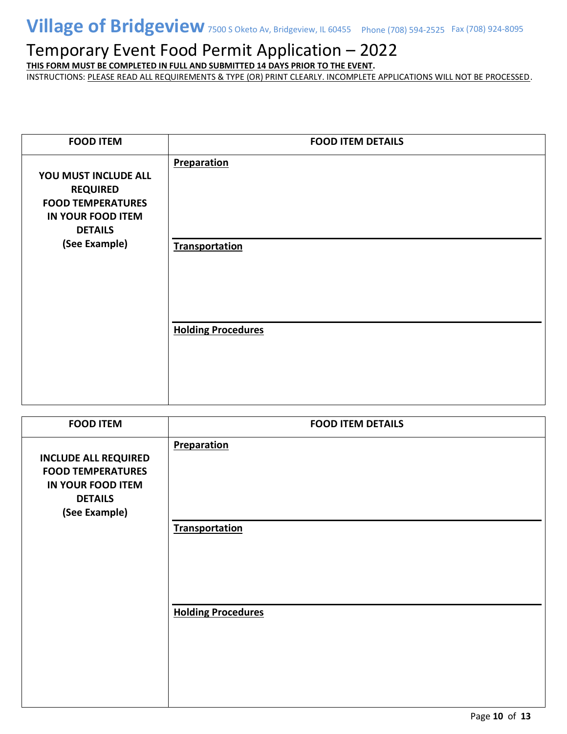# Village of Bridgeview 7500 S Oketo Av, Bridgeview, IL 60455 Phone (708) 594-2525 Fax (708) 924-8095

## Temporary Event Food Permit Application – 2022

**THIS FORM MUST BE COMPLETED IN FULL AND SUBMITTED 14 DAYS PRIOR TO THE EVENT.**

INSTRUCTIONS: PLEASE READ ALL REQUIREMENTS & TYPE (OR) PRINT CLEARLY. INCOMPLETE APPLICATIONS WILL NOT BE PROCESSED.

| FOOD ITEM | FOOD ITEM DETAILS |
|---|---|
| **YOU MUST INCLUDE ALL REQUIRED FOOD TEMPERATURES IN YOUR FOOD ITEM DETAILS (See Example)** | **Preparation** |
| | **Transportation** |
| | **Holding Procedures** |

| FOOD ITEM | FOOD ITEM DETAILS |
|---|---|
| **INCLUDE ALL REQUIRED FOOD TEMPERATURES IN YOUR FOOD ITEM DETAILS (See Example)** | **Preparation** |
| | **Transportation** |
| | **Holding Procedures** |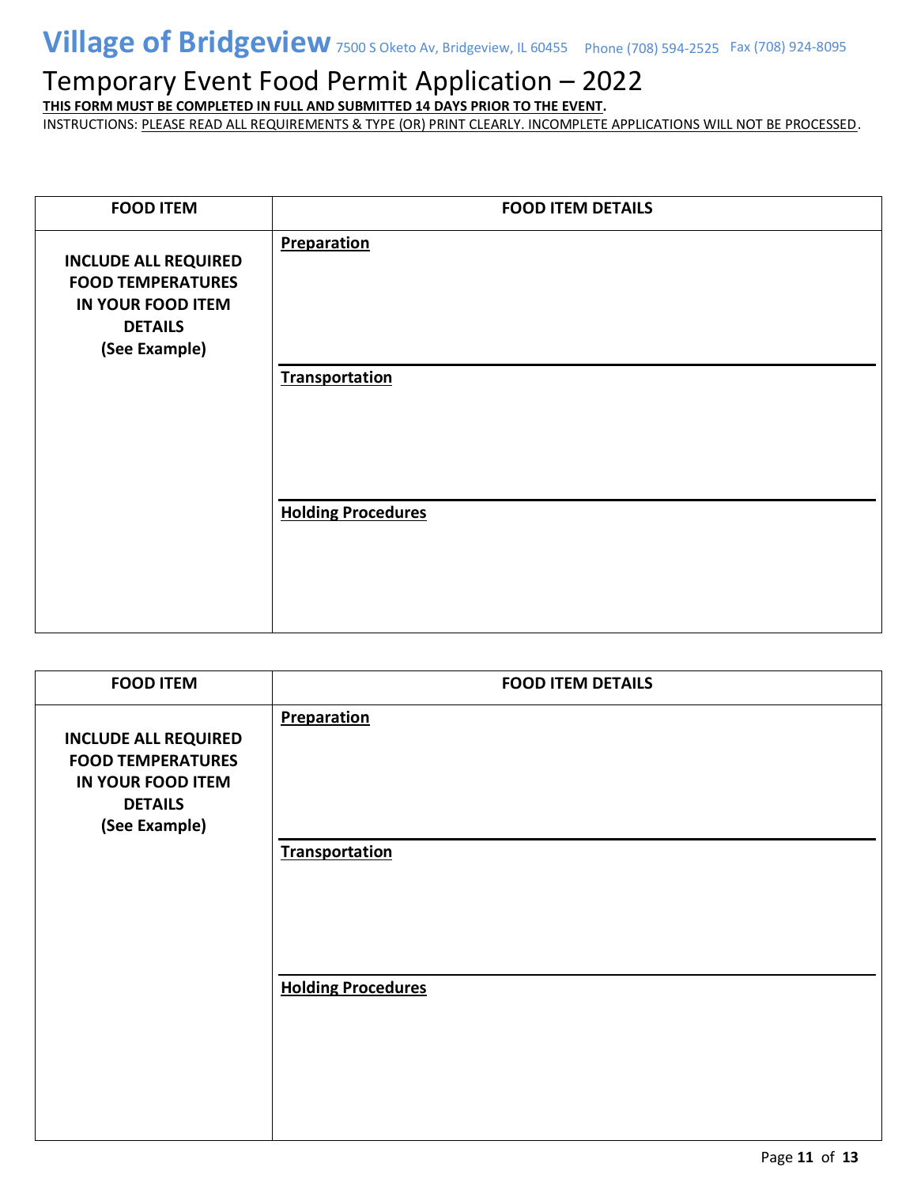# Village of Bridgeview 7500 S Oketo Av, Bridgeview, IL 60455 Phone (708) 594-2525 Fax (708) 924-8095

## Temporary Event Food Permit Application – 2022

**THIS FORM MUST BE COMPLETED IN FULL AND SUBMITTED 14 DAYS PRIOR TO THE EVENT.**

INSTRUCTIONS: PLEASE READ ALL REQUIREMENTS & TYPE (OR) PRINT CLEARLY. INCOMPLETE APPLICATIONS WILL NOT BE PROCESSED.

| FOOD ITEM | FOOD ITEM DETAILS |
|---|---|
| **INCLUDE ALL REQUIRED FOOD TEMPERATURES IN YOUR FOOD ITEM DETAILS (See Example)** | **Preparation** |
| | **Transportation** |
| | **Holding Procedures** |

| FOOD ITEM | FOOD ITEM DETAILS |
|---|---|
| **INCLUDE ALL REQUIRED FOOD TEMPERATURES IN YOUR FOOD ITEM DETAILS (See Example)** | **Preparation** |
| | **Transportation** |
| | **Holding Procedures** |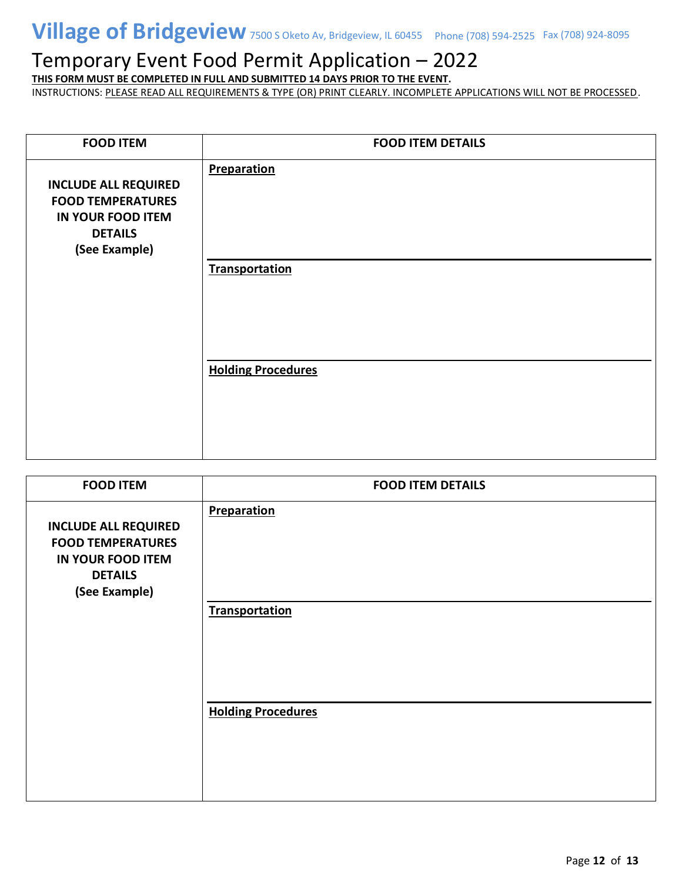# Village of Bridgeview 7500 S Oketo Av, Bridgeview, IL 60455 Phone (708) 594-2525 Fax (708) 924-8095

## Temporary Event Food Permit Application – 2022

**THIS FORM MUST BE COMPLETED IN FULL AND SUBMITTED 14 DAYS PRIOR TO THE EVENT.**

INSTRUCTIONS: PLEASE READ ALL REQUIREMENTS & TYPE (OR) PRINT CLEARLY. INCOMPLETE APPLICATIONS WILL NOT BE PROCESSED.

| FOOD ITEM | FOOD ITEM DETAILS |
|---|---|
| **INCLUDE ALL REQUIRED FOOD TEMPERATURES IN YOUR FOOD ITEM DETAILS (See Example)** | **Preparation** |
| | **Transportation** |
| | **Holding Procedures** |

| FOOD ITEM | FOOD ITEM DETAILS |
|---|---|
| **INCLUDE ALL REQUIRED FOOD TEMPERATURES IN YOUR FOOD ITEM DETAILS (See Example)** | **Preparation** |
| | **Transportation** |
| | **Holding Procedures** |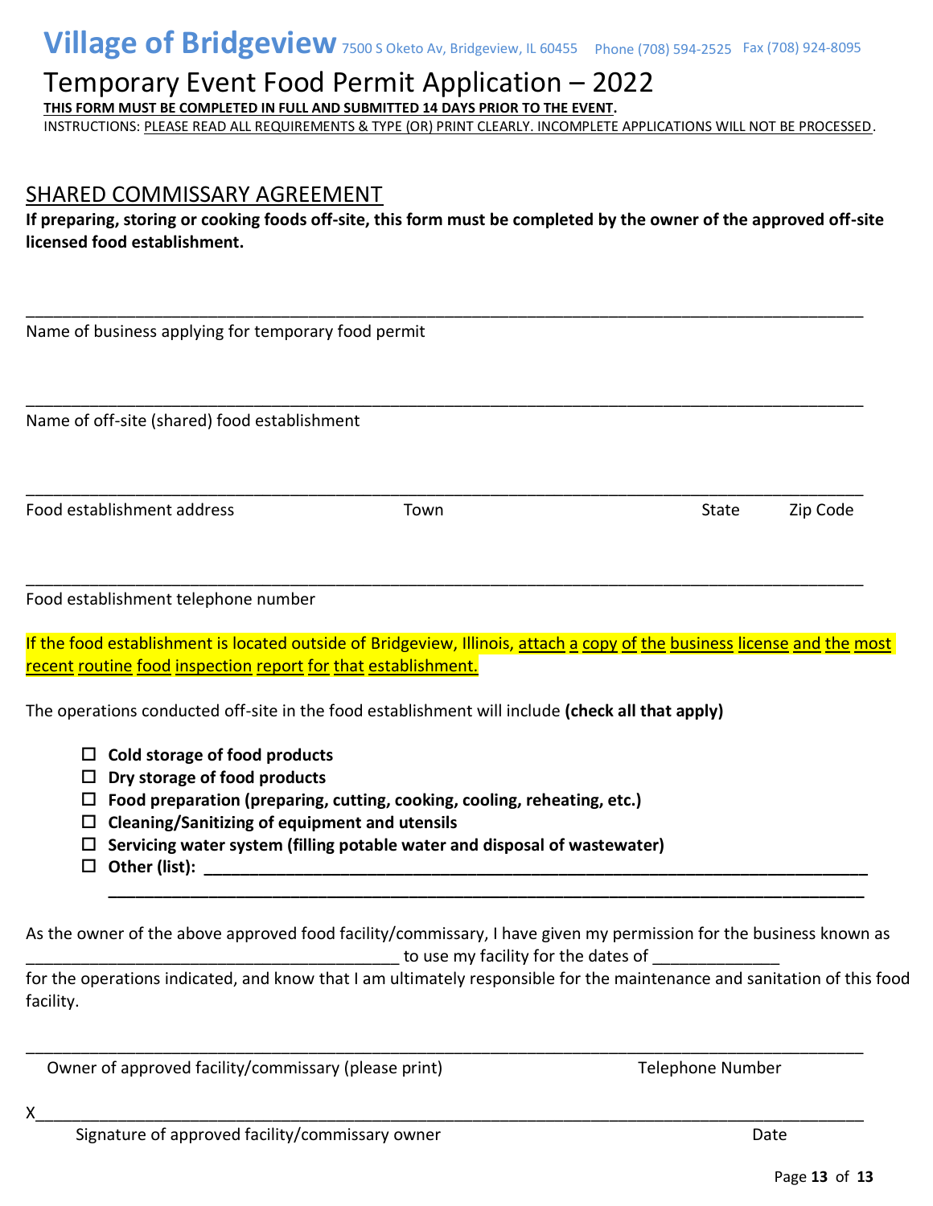# Village of Bridgeview 7500 S Oketo Av, Bridgeview, IL 60455 Phone (708) 594-2525 Fax (708) 924-8095

## Temporary Event Food Permit Application – 2022

**THIS FORM MUST BE COMPLETED IN FULL AND SUBMITTED 14 DAYS PRIOR TO THE EVENT.**

INSTRUCTIONS: PLEASE READ ALL REQUIREMENTS & TYPE (OR) PRINT CLEARLY. INCOMPLETE APPLICATIONS WILL NOT BE PROCESSED.

## SHARED COMMISSARY AGREEMENT

**If preparing, storing or cooking foods off-site, this form must be completed by the owner of the approved off-site licensed food establishment.**

______________________________________________________________________________

Name of business applying for temporary food permit

______________________________________________________________________________

Name of off-site (shared) food establishment

______________________________________________________________________________

Food establishment address                    Town                    State        Zip Code

______________________________________________________________________________

Food establishment telephone number

If the food establishment is located outside of Bridgeview, Illinois, attach a copy of the business license and the most recent routine food inspection report for that establishment.

The operations conducted off-site in the food establishment will include **(check all that apply)**

- ☐ **Cold storage of food products**
- ☐ **Dry storage of food products**
- ☐ **Food preparation (preparing, cutting, cooking, cooling, reheating, etc.)**
- ☐ **Cleaning/Sanitizing of equipment and utensils**
- ☐ **Servicing water system (filling potable water and disposal of wastewater)**
- ☐ **Other (list): ______________________________________________________________**
  **______________________________________________________________**

As the owner of the above approved food facility/commissary, I have given my permission for the business known as ________________________________________ to use my facility for the dates of _____________ for the operations indicated, and know that I am ultimately responsible for the maintenance and sanitation of this food facility.

______________________________________________________________________________

Owner of approved facility/commissary (please print)                    Telephone Number

X_____________________________________________________________________________

Signature of approved facility/commissary owner                    Date